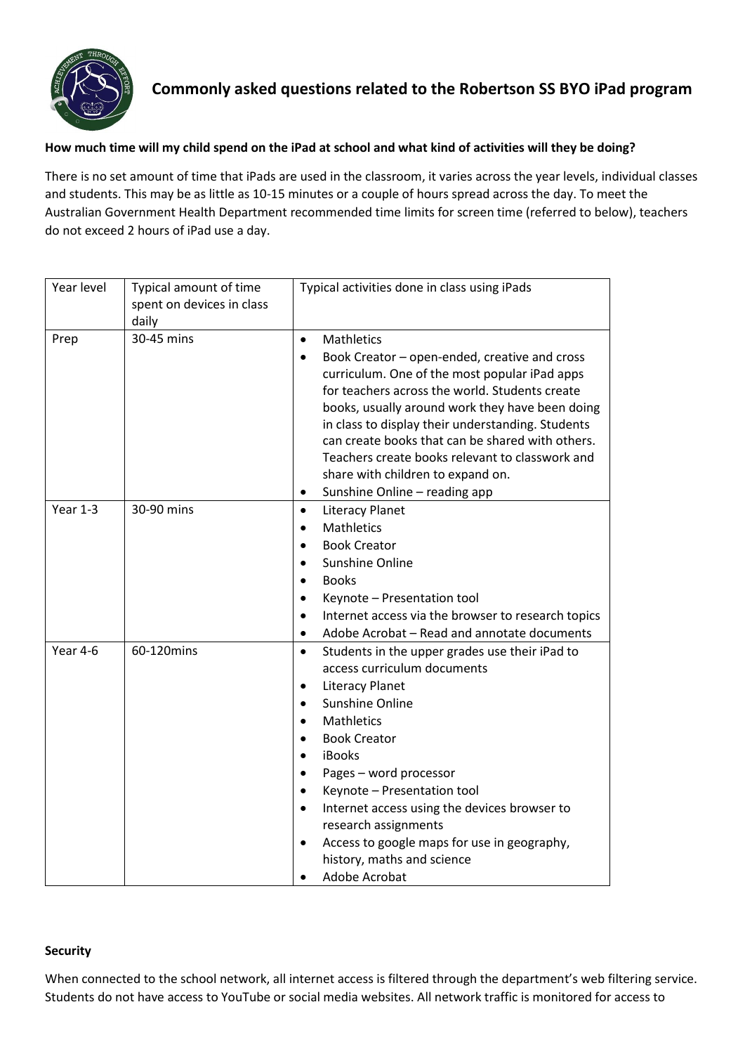# Commonly asked questions related to the Robertson SS BYO iPad program

**How much time will my child spend on the iPad at school and what kind of activities will they be doing?**

There is no set amount of time that iPads are used in the classroom, it varies across the year levels, individual classes and students. This may be as little as 10-15 minutes or a couple of hours spread across the day. To meet the Australian Government Health Department recommended time limits for screen time (referred to below), teachers do not exceed 2 hours of iPad use a day.

| Year level | Typical amount of time spent on devices in class daily | Typical activities done in class using iPads |
|---|---|---|
| Prep | 30-45 mins | • Mathletics<br>• Book Creator – open-ended, creative and cross curriculum. One of the most popular iPad apps for teachers across the world. Students create books, usually around work they have been doing in class to display their understanding. Students can create books that can be shared with others. Teachers create books relevant to classwork and share with children to expand on.<br>• Sunshine Online – reading app |
| Year 1-3 | 30-90 mins | • Literacy Planet<br>• Mathletics<br>• Book Creator<br>• Sunshine Online<br>• Books<br>• Keynote – Presentation tool<br>• Internet access via the browser to research topics<br>• Adobe Acrobat – Read and annotate documents |
| Year 4-6 | 60-120mins | • Students in the upper grades use their iPad to access curriculum documents<br>• Literacy Planet<br>• Sunshine Online<br>• Mathletics<br>• Book Creator<br>• iBooks<br>• Pages – word processor<br>• Keynote – Presentation tool<br>• Internet access using the devices browser to research assignments<br>• Access to google maps for use in geography, history, maths and science<br>• Adobe Acrobat |

**Security**

When connected to the school network, all internet access is filtered through the department's web filtering service. Students do not have access to YouTube or social media websites. All network traffic is monitored for access to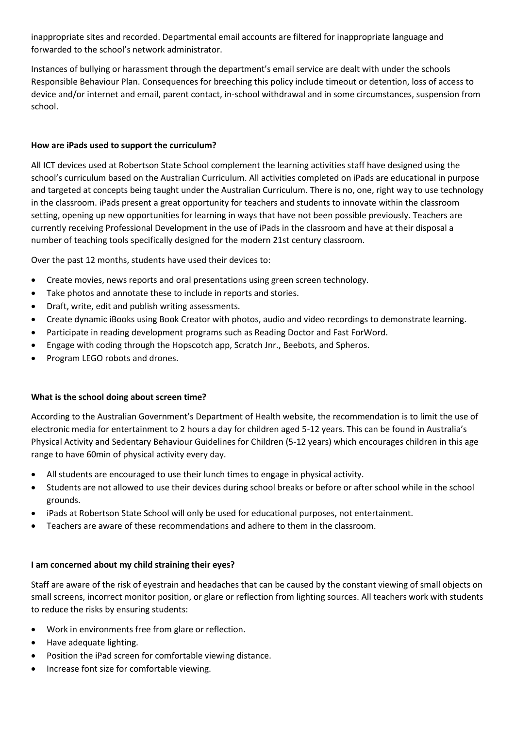inappropriate sites and recorded. Departmental email accounts are filtered for inappropriate language and forwarded to the school's network administrator.

Instances of bullying or harassment through the department's email service are dealt with under the schools Responsible Behaviour Plan. Consequences for breeching this policy include timeout or detention, loss of access to device and/or internet and email, parent contact, in-school withdrawal and in some circumstances, suspension from school.

**How are iPads used to support the curriculum?**

All ICT devices used at Robertson State School complement the learning activities staff have designed using the school's curriculum based on the Australian Curriculum. All activities completed on iPads are educational in purpose and targeted at concepts being taught under the Australian Curriculum. There is no, one, right way to use technology in the classroom. iPads present a great opportunity for teachers and students to innovate within the classroom setting, opening up new opportunities for learning in ways that have not been possible previously. Teachers are currently receiving Professional Development in the use of iPads in the classroom and have at their disposal a number of teaching tools specifically designed for the modern 21st century classroom.

Over the past 12 months, students have used their devices to:

- Create movies, news reports and oral presentations using green screen technology.
- Take photos and annotate these to include in reports and stories.
- Draft, write, edit and publish writing assessments.
- Create dynamic iBooks using Book Creator with photos, audio and video recordings to demonstrate learning.
- Participate in reading development programs such as Reading Doctor and Fast ForWord.
- Engage with coding through the Hopscotch app, Scratch Jnr., Beebots, and Spheros.
- Program LEGO robots and drones.

**What is the school doing about screen time?**

According to the Australian Government's Department of Health website, the recommendation is to limit the use of electronic media for entertainment to 2 hours a day for children aged 5-12 years. This can be found in Australia's Physical Activity and Sedentary Behaviour Guidelines for Children (5-12 years) which encourages children in this age range to have 60min of physical activity every day.

- All students are encouraged to use their lunch times to engage in physical activity.
- Students are not allowed to use their devices during school breaks or before or after school while in the school grounds.
- iPads at Robertson State School will only be used for educational purposes, not entertainment.
- Teachers are aware of these recommendations and adhere to them in the classroom.

**I am concerned about my child straining their eyes?**

Staff are aware of the risk of eyestrain and headaches that can be caused by the constant viewing of small objects on small screens, incorrect monitor position, or glare or reflection from lighting sources. All teachers work with students to reduce the risks by ensuring students:

- Work in environments free from glare or reflection.
- Have adequate lighting.
- Position the iPad screen for comfortable viewing distance.
- Increase font size for comfortable viewing.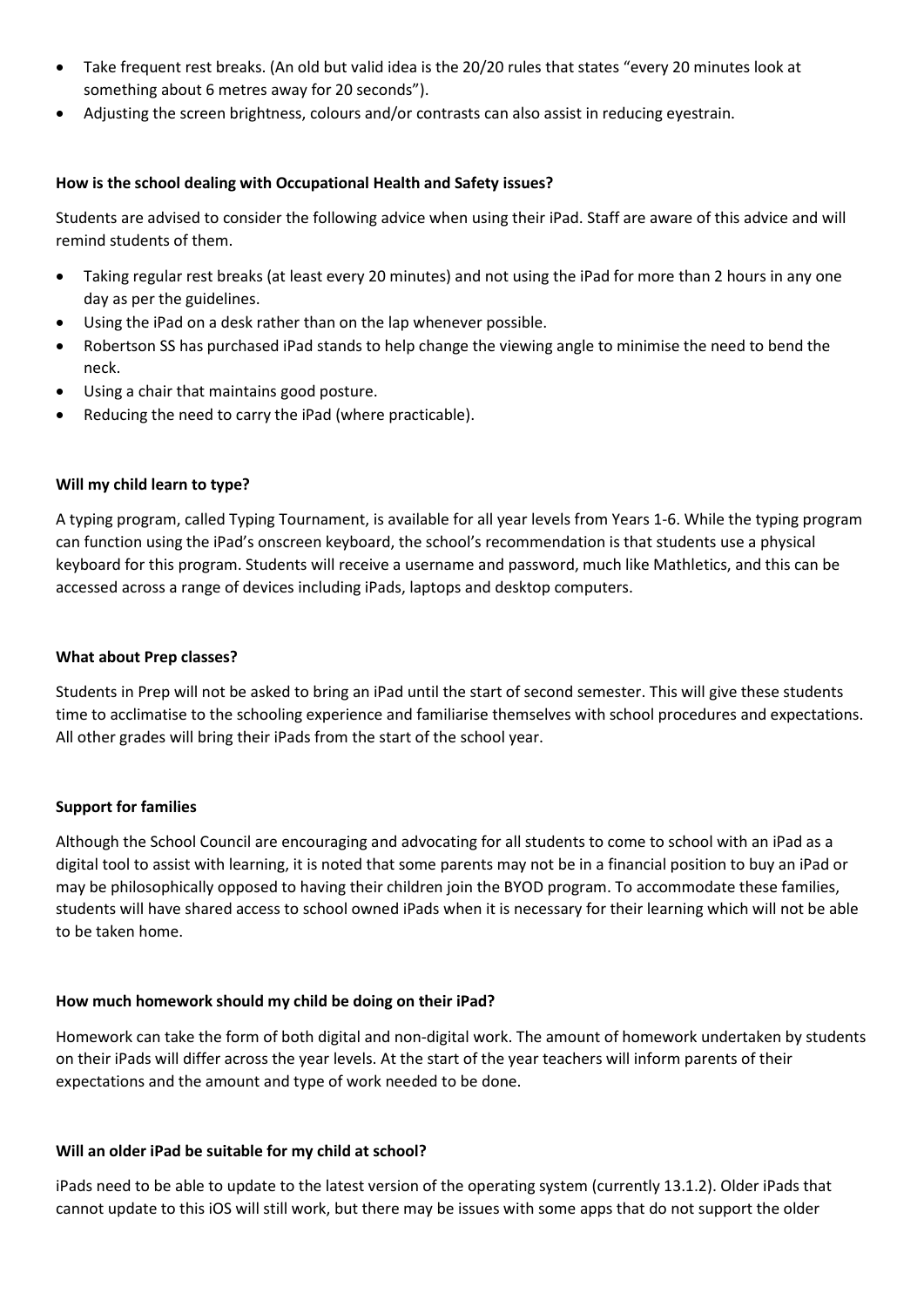- Take frequent rest breaks. (An old but valid idea is the 20/20 rules that states "every 20 minutes look at something about 6 metres away for 20 seconds").
- Adjusting the screen brightness, colours and/or contrasts can also assist in reducing eyestrain.

**How is the school dealing with Occupational Health and Safety issues?**

Students are advised to consider the following advice when using their iPad. Staff are aware of this advice and will remind students of them.

- Taking regular rest breaks (at least every 20 minutes) and not using the iPad for more than 2 hours in any one day as per the guidelines.
- Using the iPad on a desk rather than on the lap whenever possible.
- Robertson SS has purchased iPad stands to help change the viewing angle to minimise the need to bend the neck.
- Using a chair that maintains good posture.
- Reducing the need to carry the iPad (where practicable).

**Will my child learn to type?**

A typing program, called Typing Tournament, is available for all year levels from Years 1-6. While the typing program can function using the iPad's onscreen keyboard, the school's recommendation is that students use a physical keyboard for this program. Students will receive a username and password, much like Mathletics, and this can be accessed across a range of devices including iPads, laptops and desktop computers.

**What about Prep classes?**

Students in Prep will not be asked to bring an iPad until the start of second semester. This will give these students time to acclimatise to the schooling experience and familiarise themselves with school procedures and expectations. All other grades will bring their iPads from the start of the school year.

**Support for families**

Although the School Council are encouraging and advocating for all students to come to school with an iPad as a digital tool to assist with learning, it is noted that some parents may not be in a financial position to buy an iPad or may be philosophically opposed to having their children join the BYOD program. To accommodate these families, students will have shared access to school owned iPads when it is necessary for their learning which will not be able to be taken home.

**How much homework should my child be doing on their iPad?**

Homework can take the form of both digital and non-digital work. The amount of homework undertaken by students on their iPads will differ across the year levels. At the start of the year teachers will inform parents of their expectations and the amount and type of work needed to be done.

**Will an older iPad be suitable for my child at school?**

iPads need to be able to update to the latest version of the operating system (currently 13.1.2). Older iPads that cannot update to this iOS will still work, but there may be issues with some apps that do not support the older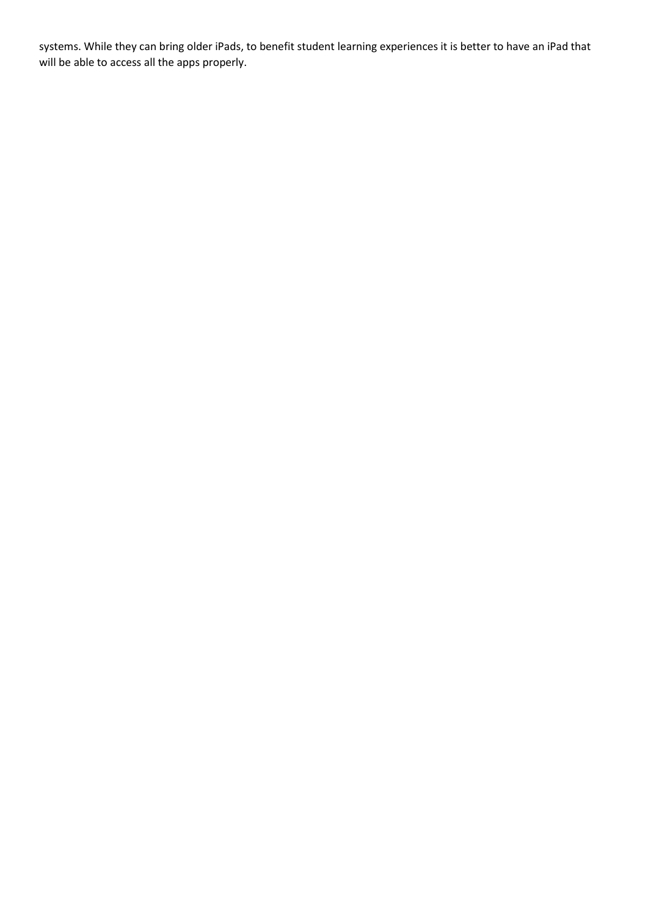systems. While they can bring older iPads, to benefit student learning experiences it is better to have an iPad that will be able to access all the apps properly.